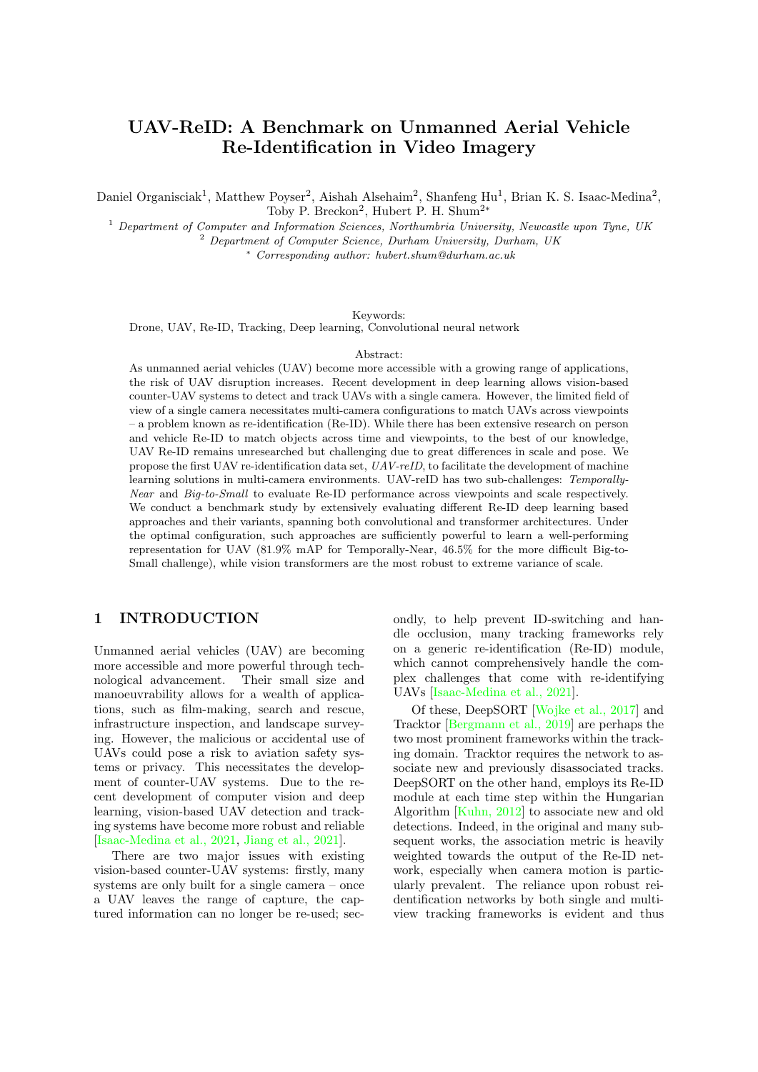# UAV-ReID: A Benchmark on Unmanned Aerial Vehicle Re-Identification in Video Imagery

Daniel Organisciak[1], Matthew Poyser[2], Aishah Alsehaim[2], Shanfeng Hu[1], Brian K. S. Isaac-Medina[2], Toby P. Breckon[2], Hubert P. H. Shum[2*]

[1] *Department of Computer and Information Sciences, Northumbria University, Newcastle upon Tyne, UK*

[2] *Department of Computer Science, Durham University, Durham, UK*

[*] *Corresponding author: hubert.shum@durham.ac.uk*

Keywords:
Drone, UAV, Re-ID, Tracking, Deep learning, Convolutional neural network

Abstract:
As unmanned aerial vehicles (UAV) become more accessible with a growing range of applications, the risk of UAV disruption increases. Recent development in deep learning allows vision-based counter-UAV systems to detect and track UAVs with a single camera. However, the limited field of view of a single camera necessitates multi-camera configurations to match UAVs across viewpoints – a problem known as re-identification (Re-ID). While there has been extensive research on person and vehicle Re-ID to match objects across time and viewpoints, to the best of our knowledge, UAV Re-ID remains unresearched but challenging due to great differences in scale and pose. We propose the first UAV re-identification data set, *UAV-reID*, to facilitate the development of machine learning solutions in multi-camera environments. UAV-reID has two sub-challenges: *Temporally-Near* and *Big-to-Small* to evaluate Re-ID performance across viewpoints and scale respectively. We conduct a benchmark study by extensively evaluating different Re-ID deep learning based approaches and their variants, spanning both convolutional and transformer architectures. Under the optimal configuration, such approaches are sufficiently powerful to learn a well-performing representation for UAV (81.9% mAP for Temporally-Near, 46.5% for the more difficult Big-to-Small challenge), while vision transformers are the most robust to extreme variance of scale.

## 1 INTRODUCTION

Unmanned aerial vehicles (UAV) are becoming more accessible and more powerful through technological advancement. Their small size and manoeuvrability allows for a wealth of applications, such as film-making, search and rescue, infrastructure inspection, and landscape surveying. However, the malicious or accidental use of UAVs could pose a risk to aviation safety systems or privacy. This necessitates the development of counter-UAV systems. Due to the recent development of computer vision and deep learning, vision-based UAV detection and tracking systems have become more robust and reliable [Isaac-Medina et al., 2021, Jiang et al., 2021].

There are two major issues with existing vision-based counter-UAV systems: firstly, many systems are only built for a single camera – once a UAV leaves the range of capture, the captured information can no longer be re-used; secondly, to help prevent ID-switching and handle occlusion, many tracking frameworks rely on a generic re-identification (Re-ID) module, which cannot comprehensively handle the complex challenges that come with re-identifying UAVs [Isaac-Medina et al., 2021].

Of these, DeepSORT [Wojke et al., 2017] and Tracktor [Bergmann et al., 2019] are perhaps the two most prominent frameworks within the tracking domain. Tracktor requires the network to associate new and previously disassociated tracks. DeepSORT on the other hand, employs its Re-ID module at each time step within the Hungarian Algorithm [Kuhn, 2012] to associate new and old detections. Indeed, in the original and many subsequent works, the association metric is heavily weighted towards the output of the Re-ID network, especially when camera motion is particularly prevalent. The reliance upon robust reidentification networks by both single and multi-view tracking frameworks is evident and thus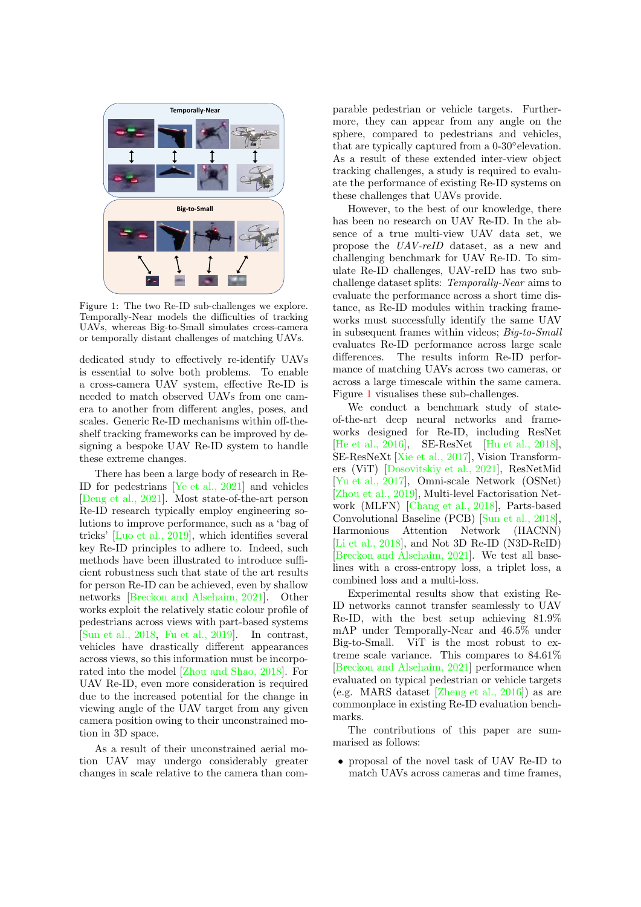Figure 1: The two Re-ID sub-challenges we explore. Temporally-Near models the difficulties of tracking UAVs, whereas Big-to-Small simulates cross-camera or temporally distant challenges of matching UAVs.

dedicated study to effectively re-identify UAVs is essential to solve both problems. To enable a cross-camera UAV system, effective Re-ID is needed to match observed UAVs from one camera to another from different angles, poses, and scales. Generic Re-ID mechanisms within off-the-shelf tracking frameworks can be improved by designing a bespoke UAV Re-ID system to handle these extreme changes.

There has been a large body of research in Re-ID for pedestrians [Ye et al., 2021] and vehicles [Deng et al., 2021]. Most state-of-the-art person Re-ID research typically employ engineering solutions to improve performance, such as a 'bag of tricks' [Luo et al., 2019], which identifies several key Re-ID principles to adhere to. Indeed, such methods have been illustrated to introduce sufficient robustness such that state of the art results for person Re-ID can be achieved, even by shallow networks [Breckon and Alsehaim, 2021]. Other works exploit the relatively static colour profile of pedestrians across views with part-based systems [Sun et al., 2018, Fu et al., 2019]. In contrast, vehicles have drastically different appearances across views, so this information must be incorporated into the model [Zhou and Shao, 2018]. For UAV Re-ID, even more consideration is required due to the increased potential for the change in viewing angle of the UAV target from any given camera position owing to their unconstrained motion in 3D space.

As a result of their unconstrained aerial motion UAV may undergo considerably greater changes in scale relative to the camera than comparable pedestrian or vehicle targets. Furthermore, they can appear from any angle on the sphere, compared to pedestrians and vehicles, that are typically captured from a 0-30°elevation. As a result of these extended inter-view object tracking challenges, a study is required to evaluate the performance of existing Re-ID systems on these challenges that UAVs provide.

However, to the best of our knowledge, there has been no research on UAV Re-ID. In the absence of a true multi-view UAV data set, we propose the *UAV-reID* dataset, as a new and challenging benchmark for UAV Re-ID. To simulate Re-ID challenges, UAV-reID has two sub-challenge dataset splits: *Temporally-Near* aims to evaluate the performance across a short time distance, as Re-ID modules within tracking frameworks must successfully identify the same UAV in subsequent frames within videos; *Big-to-Small* evaluates Re-ID performance across large scale differences. The results inform Re-ID performance of matching UAVs across two cameras, or across a large timescale within the same camera. Figure 1 visualises these sub-challenges.

We conduct a benchmark study of state-of-the-art deep neural networks and frameworks designed for Re-ID, including ResNet [He et al., 2016], SE-ResNet [Hu et al., 2018], SE-ResNeXt [Xie et al., 2017], Vision Transformers (ViT) [Dosovitskiy et al., 2021], ResNetMid [Yu et al., 2017], Omni-scale Network (OSNet) [Zhou et al., 2019], Multi-level Factorisation Network (MLFN) [Chang et al., 2018], Parts-based Convolutional Baseline (PCB) [Sun et al., 2018], Harmonious Attention Network (HACNN) [Li et al., 2018], and Not 3D Re-ID (N3D-ReID) [Breckon and Alsehaim, 2021]. We test all baselines with a cross-entropy loss, a triplet loss, a combined loss and a multi-loss.

Experimental results show that existing Re-ID networks cannot transfer seamlessly to UAV Re-ID, with the best setup achieving 81.9% mAP under Temporally-Near and 46.5% under Big-to-Small. ViT is the most robust to extreme scale variance. This compares to 84.61% [Breckon and Alsehaim, 2021] performance when evaluated on typical pedestrian or vehicle targets (e.g. MARS dataset [Zheng et al., 2016]) as are commonplace in existing Re-ID evaluation benchmarks.

The contributions of this paper are summarised as follows:

- proposal of the novel task of UAV Re-ID to match UAVs across cameras and time frames,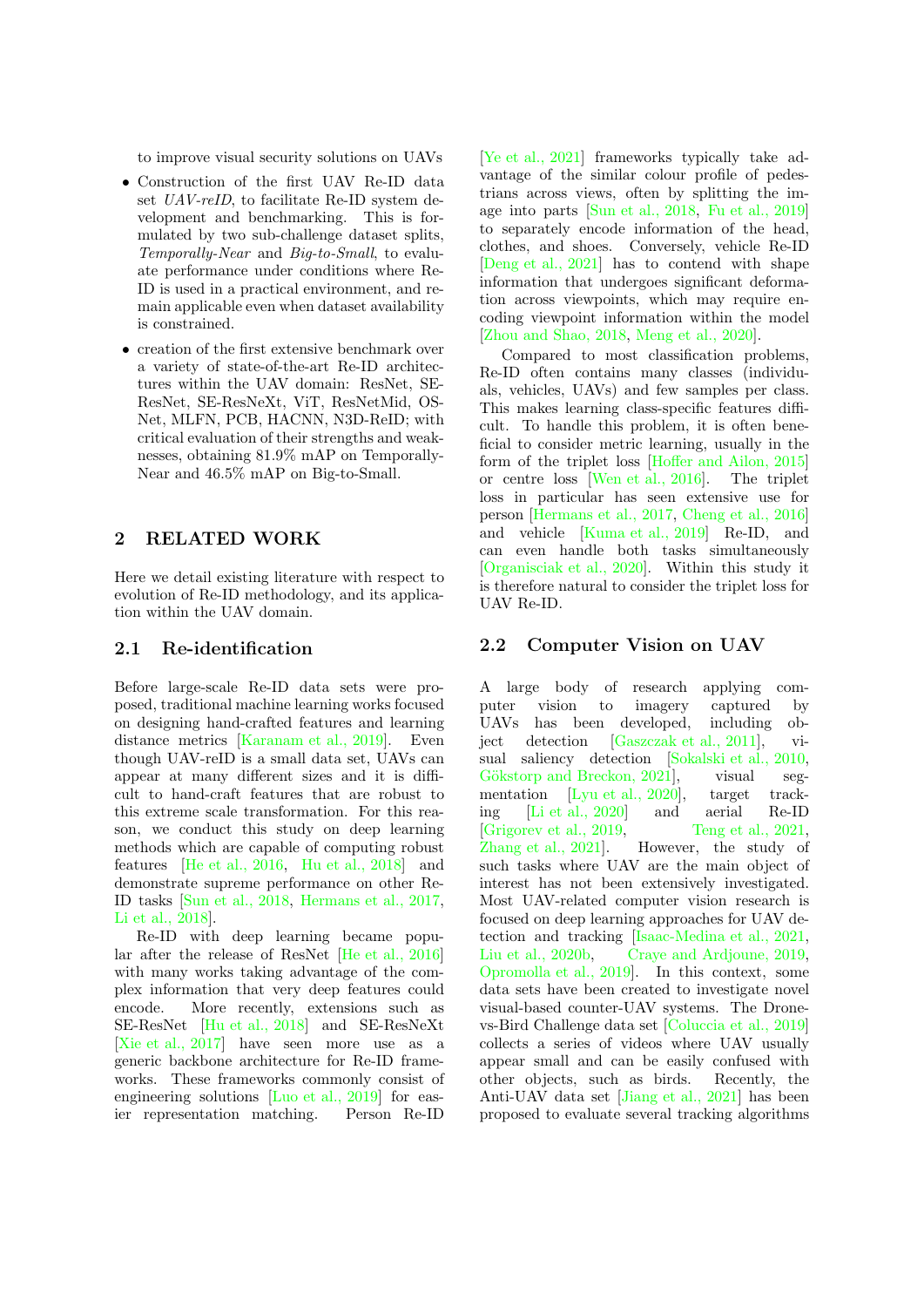to improve visual security solutions on UAVs

- Construction of the first UAV Re-ID data set *UAV-reID*, to facilitate Re-ID system development and benchmarking. This is formulated by two sub-challenge dataset splits, *Temporally-Near* and *Big-to-Small*, to evaluate performance under conditions where Re-ID is used in a practical environment, and remain applicable even when dataset availability is constrained.
- creation of the first extensive benchmark over a variety of state-of-the-art Re-ID architectures within the UAV domain: ResNet, SE-ResNet, SE-ResNeXt, ViT, ResNetMid, OS-Net, MLFN, PCB, HACNN, N3D-ReID; with critical evaluation of their strengths and weaknesses, obtaining 81.9% mAP on Temporally-Near and 46.5% mAP on Big-to-Small.

## 2 RELATED WORK

Here we detail existing literature with respect to evolution of Re-ID methodology, and its application within the UAV domain.

### 2.1 Re-identification

Before large-scale Re-ID data sets were proposed, traditional machine learning works focused on designing hand-crafted features and learning distance metrics [Karanam et al., 2019]. Even though UAV-reID is a small data set, UAVs can appear at many different sizes and it is difficult to hand-craft features that are robust to this extreme scale transformation. For this reason, we conduct this study on deep learning methods which are capable of computing robust features [He et al., 2016, Hu et al., 2018] and demonstrate supreme performance on other Re-ID tasks [Sun et al., 2018, Hermans et al., 2017, Li et al., 2018].

Re-ID with deep learning became popular after the release of ResNet [He et al., 2016] with many works taking advantage of the complex information that very deep features could encode. More recently, extensions such as SE-ResNet [Hu et al., 2018] and SE-ResNeXt [Xie et al., 2017] have seen more use as a generic backbone architecture for Re-ID frameworks. These frameworks commonly consist of engineering solutions [Luo et al., 2019] for easier representation matching. Person Re-ID [Ye et al., 2021] frameworks typically take advantage of the similar colour profile of pedestrians across views, often by splitting the image into parts [Sun et al., 2018, Fu et al., 2019] to separately encode information of the head, clothes, and shoes. Conversely, vehicle Re-ID [Deng et al., 2021] has to contend with shape information that undergoes significant deformation across viewpoints, which may require encoding viewpoint information within the model [Zhou and Shao, 2018, Meng et al., 2020].

Compared to most classification problems, Re-ID often contains many classes (individuals, vehicles, UAVs) and few samples per class. This makes learning class-specific features difficult. To handle this problem, it is often beneficial to consider metric learning, usually in the form of the triplet loss [Hoffer and Ailon, 2015] or centre loss [Wen et al., 2016]. The triplet loss in particular has seen extensive use for person [Hermans et al., 2017, Cheng et al., 2016] and vehicle [Kuma et al., 2019] Re-ID, and can even handle both tasks simultaneously [Organisciak et al., 2020]. Within this study it is therefore natural to consider the triplet loss for UAV Re-ID.

### 2.2 Computer Vision on UAV

A large body of research applying computer vision to imagery captured by UAVs has been developed, including object detection [Gaszczak et al., 2011], visual saliency detection [Sokalski et al., 2010, Gökstorp and Breckon, 2021], visual segmentation [Lyu et al., 2020], target tracking [Li et al., 2020] and aerial Re-ID [Grigorev et al., 2019, Teng et al., 2021, Zhang et al., 2021]. However, the study of such tasks where UAV are the main object of interest has not been extensively investigated. Most UAV-related computer vision research is focused on deep learning approaches for UAV detection and tracking [Isaac-Medina et al., 2021, Liu et al., 2020b, Craye and Ardjoune, 2019, Opromolla et al., 2019]. In this context, some data sets have been created to investigate novel visual-based counter-UAV systems. The Drone-vs-Bird Challenge data set [Coluccia et al., 2019] collects a series of videos where UAV usually appear small and can be easily confused with other objects, such as birds. Recently, the Anti-UAV data set [Jiang et al., 2021] has been proposed to evaluate several tracking algorithms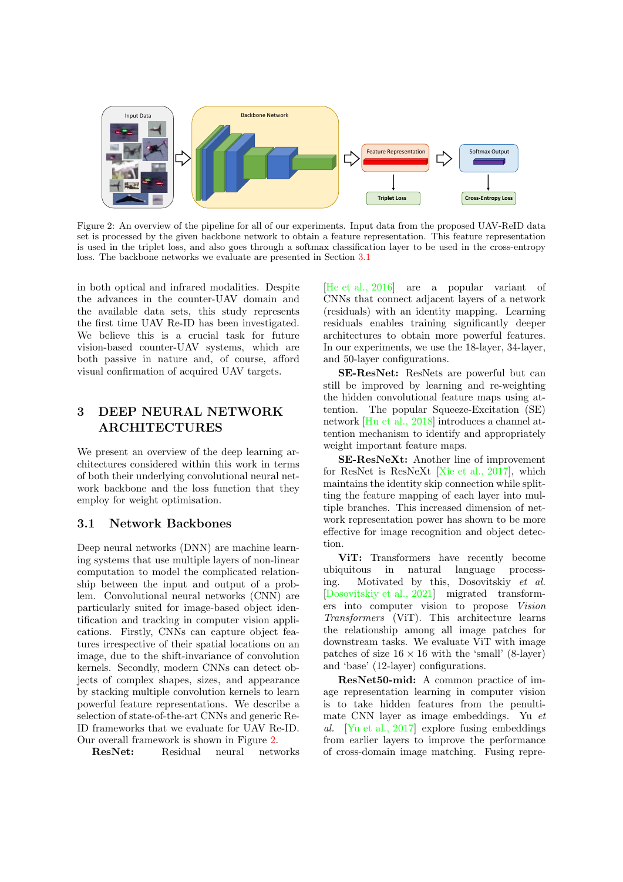Figure 2: An overview of the pipeline for all of our experiments. Input data from the proposed UAV-ReID data set is processed by the given backbone network to obtain a feature representation. This feature representation is used in the triplet loss, and also goes through a softmax classification layer to be used in the cross-entropy loss. The backbone networks we evaluate are presented in Section 3.1

in both optical and infrared modalities. Despite the advances in the counter-UAV domain and the available data sets, this study represents the first time UAV Re-ID has been investigated. We believe this is a crucial task for future vision-based counter-UAV systems, which are both passive in nature and, of course, afford visual confirmation of acquired UAV targets.

# 3 DEEP NEURAL NETWORK ARCHITECTURES

We present an overview of the deep learning architectures considered within this work in terms of both their underlying convolutional neural network backbone and the loss function that they employ for weight optimisation.

## 3.1 Network Backbones

Deep neural networks (DNN) are machine learning systems that use multiple layers of non-linear computation to model the complicated relationship between the input and output of a problem. Convolutional neural networks (CNN) are particularly suited for image-based object identification and tracking in computer vision applications. Firstly, CNNs can capture object features irrespective of their spatial locations on an image, due to the shift-invariance of convolution kernels. Secondly, modern CNNs can detect objects of complex shapes, sizes, and appearance by stacking multiple convolution kernels to learn powerful feature representations. We describe a selection of state-of-the-art CNNs and generic Re-ID frameworks that we evaluate for UAV Re-ID. Our overall framework is shown in Figure 2.

**ResNet:** Residual neural networks [He et al., 2016] are a popular variant of CNNs that connect adjacent layers of a network (residuals) with an identity mapping. Learning residuals enables training significantly deeper architectures to obtain more powerful features. In our experiments, we use the 18-layer, 34-layer, and 50-layer configurations.

**SE-ResNet:** ResNets are powerful but can still be improved by learning and re-weighting the hidden convolutional feature maps using attention. The popular Squeeze-Excitation (SE) network [Hu et al., 2018] introduces a channel attention mechanism to identify and appropriately weight important feature maps.

**SE-ResNeXt:** Another line of improvement for ResNet is ResNeXt [Xie et al., 2017], which maintains the identity skip connection while splitting the feature mapping of each layer into multiple branches. This increased dimension of network representation power has shown to be more effective for image recognition and object detection.

**ViT:** Transformers have recently become ubiquitous in natural language processing. Motivated by this, Dosovitskiy *et al.* [Dosovitskiy et al., 2021] migrated transformers into computer vision to propose *Vision Transformers* (ViT). This architecture learns the relationship among all image patches for downstream tasks. We evaluate ViT with image patches of size $16 \times 16$ with the 'small' (8-layer) and 'base' (12-layer) configurations.

**ResNet50-mid:** A common practice of image representation learning in computer vision is to take hidden features from the penultimate CNN layer as image embeddings. Yu *et al.* [Yu et al., 2017] explore fusing embeddings from earlier layers to improve the performance of cross-domain image matching. Fusing repre-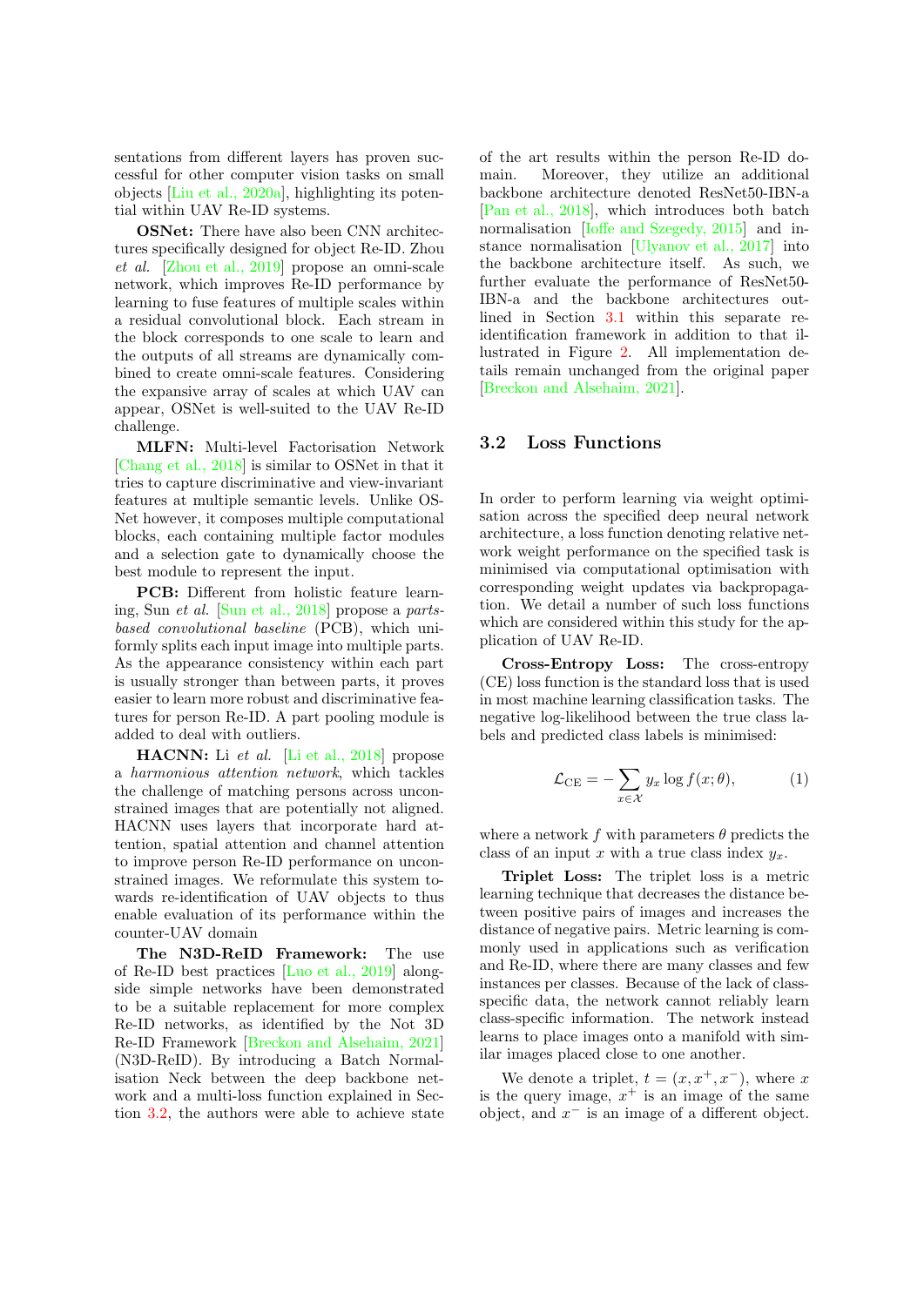sentations from different layers has proven successful for other computer vision tasks on small objects [Liu et al., 2020a], highlighting its potential within UAV Re-ID systems.

**OSNet:** There have also been CNN architectures specifically designed for object Re-ID. Zhou *et al.* [Zhou et al., 2019] propose an omni-scale network, which improves Re-ID performance by learning to fuse features of multiple scales within a residual convolutional block. Each stream in the block corresponds to one scale to learn and the outputs of all streams are dynamically combined to create omni-scale features. Considering the expansive array of scales at which UAV can appear, OSNet is well-suited to the UAV Re-ID challenge.

**MLFN:** Multi-level Factorisation Network [Chang et al., 2018] is similar to OSNet in that it tries to capture discriminative and view-invariant features at multiple semantic levels. Unlike OSNet however, it composes multiple computational blocks, each containing multiple factor modules and a selection gate to dynamically choose the best module to represent the input.

**PCB:** Different from holistic feature learning, Sun *et al.* [Sun et al., 2018] propose a *parts-based convolutional baseline* (PCB), which uniformly splits each input image into multiple parts. As the appearance consistency within each part is usually stronger than between parts, it proves easier to learn more robust and discriminative features for person Re-ID. A part pooling module is added to deal with outliers.

**HACNN:** Li *et al.* [Li et al., 2018] propose a *harmonious attention network*, which tackles the challenge of matching persons across unconstrained images that are potentially not aligned. HACNN uses layers that incorporate hard attention, spatial attention and channel attention to improve person Re-ID performance on unconstrained images. We reformulate this system towards re-identification of UAV objects to thus enable evaluation of its performance within the counter-UAV domain

**The N3D-ReID Framework:** The use of Re-ID best practices [Luo et al., 2019] alongside simple networks have been demonstrated to be a suitable replacement for more complex Re-ID networks, as identified by the Not 3D Re-ID Framework [Breckon and Alsehaim, 2021] (N3D-ReID). By introducing a Batch Normalisation Neck between the deep backbone network and a multi-loss function explained in Section 3.2, the authors were able to achieve state of the art results within the person Re-ID domain. Moreover, they utilize an additional backbone architecture denoted ResNet50-IBN-a [Pan et al., 2018], which introduces both batch normalisation [Ioffe and Szegedy, 2015] and instance normalisation [Ulyanov et al., 2017] into the backbone architecture itself. As such, we further evaluate the performance of ResNet50-IBN-a and the backbone architectures outlined in Section 3.1 within this separate re-identification framework in addition to that illustrated in Figure 2. All implementation details remain unchanged from the original paper [Breckon and Alsehaim, 2021].

### 3.2 Loss Functions

In order to perform learning via weight optimisation across the specified deep neural network architecture, a loss function denoting relative network weight performance on the specified task is minimised via computational optimisation with corresponding weight updates via backpropagation. We detail a number of such loss functions which are considered within this study for the application of UAV Re-ID.

**Cross-Entropy Loss:** The cross-entropy (CE) loss function is the standard loss that is used in most machine learning classification tasks. The negative log-likelihood between the true class labels and predicted class labels is minimised:

$$\mathcal{L}_{\mathrm{CE}} = -\sum_{x \in \mathcal{X}} y_x \log f(x; \theta), \tag{1}$$

where a network $f$ with parameters $\theta$ predicts the class of an input $x$ with a true class index $y_x$.

**Triplet Loss:** The triplet loss is a metric learning technique that decreases the distance between positive pairs of images and increases the distance of negative pairs. Metric learning is commonly used in applications such as verification and Re-ID, where there are many classes and few instances per classes. Because of the lack of class-specific data, the network cannot reliably learn class-specific information. The network instead learns to place images onto a manifold with similar images placed close to one another.

We denote a triplet, $t = (x, x^+, x^-)$, where $x$ is the query image, $x^+$ is an image of the same object, and $x^-$ is an image of a different object.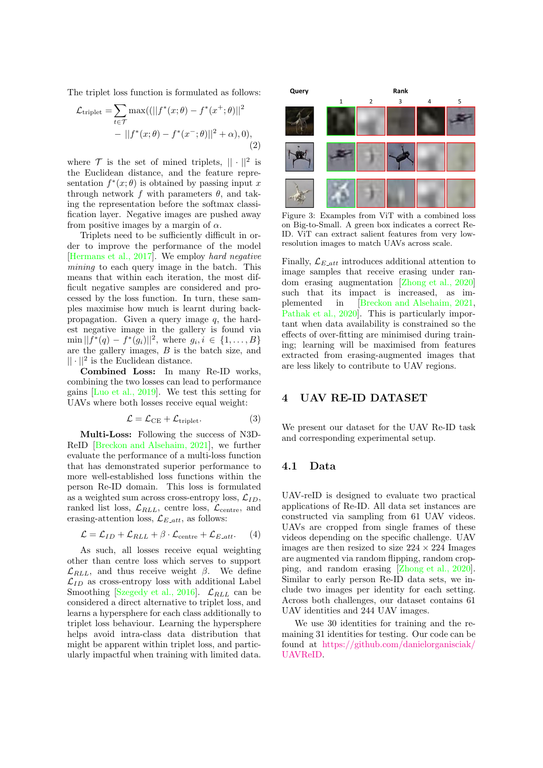The triplet loss function is formulated as follows:

$$\mathcal{L}_{\text{triplet}} = \sum_{t \in \mathcal{T}} \max((||f^*(x;\theta) - f^*(x^+;\theta)||^2 - ||f^*(x;\theta) - f^*(x^-;\theta)||^2 + \alpha), 0), \tag{2}$$

where $\mathcal{T}$ is the set of mined triplets, $|| \cdot ||^2$ is the Euclidean distance, and the feature representation $f^*(x;\theta)$ is obtained by passing input $x$ through network $f$ with parameters $\theta$, and taking the representation before the softmax classification layer. Negative images are pushed away from positive images by a margin of $\alpha$.

Triplets need to be sufficiently difficult in order to improve the performance of the model [Hermans et al., 2017]. We employ *hard negative mining* to each query image in the batch. This means that within each iteration, the most difficult negative samples are considered and processed by the loss function. In turn, these samples maximise how much is learnt during backpropagation. Given a query image $q$, the hardest negative image in the gallery is found via $\min ||f^*(q) - f^*(g_i)||^2$, where $g_i, i \in \{1, \ldots, B\}$ are the gallery images, $B$ is the batch size, and $|| \cdot ||^2$ is the Euclidean distance.

**Combined Loss:** In many Re-ID works, combining the two losses can lead to performance gains [Luo et al., 2019]. We test this setting for UAVs where both losses receive equal weight:

$$\mathcal{L} = \mathcal{L}_{\text{CE}} + \mathcal{L}_{\text{triplet}}. \tag{3}$$

**Multi-Loss:** Following the success of N3D-ReID [Breckon and Alsehaim, 2021], we further evaluate the performance of a multi-loss function that has demonstrated superior performance to more well-established loss functions within the person Re-ID domain. This loss is formulated as a weighted sum across cross-entropy loss, $\mathcal{L}_{ID}$, ranked list loss, $\mathcal{L}_{RLL}$, centre loss, $\mathcal{L}_{\text{centre}}$, and erasing-attention loss, $\mathcal{L}_{E\_att}$, as follows:

$$\mathcal{L} = \mathcal{L}_{ID} + \mathcal{L}_{RLL} + \beta \cdot \mathcal{L}_{\text{centre}} + \mathcal{L}_{E\_att}. \tag{4}$$

As such, all losses receive equal weighting other than centre loss which serves to support $\mathcal{L}_{RLL}$, and thus receive weight $\beta$. We define $\mathcal{L}_{ID}$ as cross-entropy loss with additional Label Smoothing [Szegedy et al., 2016]. $\mathcal{L}_{RLL}$ can be considered a direct alternative to triplet loss, and learns a hypersphere for each class additionally to triplet loss behaviour. Learning the hypersphere helps avoid intra-class data distribution that might be apparent within triplet loss, and particularly impactful when training with limited data.

Figure 3: Examples from ViT with a combined loss on Big-to-Small. A green box indicates a correct Re-ID. ViT can extract salient features from very low-resolution images to match UAVs across scale.

Finally, $\mathcal{L}_{E\_att}$ introduces additional attention to image samples that receive erasing under random erasing augmentation [Zhong et al., 2020] such that its impact is increased, as implemented in [Breckon and Alsehaim, 2021, Pathak et al., 2020]. This is particularly important when data availability is constrained so the effects of over-fitting are minimised during training; learning will be maximised from features extracted from erasing-augmented images that are less likely to contribute to UAV regions.

## 4 UAV RE-ID DATASET

We present our dataset for the UAV Re-ID task and corresponding experimental setup.

### 4.1 Data

UAV-reID is designed to evaluate two practical applications of Re-ID. All data set instances are constructed via sampling from 61 UAV videos. UAVs are cropped from single frames of these videos depending on the specific challenge. UAV images are then resized to size $224 \times 224$ Images are augmented via random flipping, random cropping, and random erasing [Zhong et al., 2020]. Similar to early person Re-ID data sets, we include two images per identity for each setting. Across both challenges, our dataset contains 61 UAV identities and 244 UAV images.

We use 30 identities for training and the remaining 31 identities for testing. Our code can be found at https://github.com/danielorganisciak/UAVReID.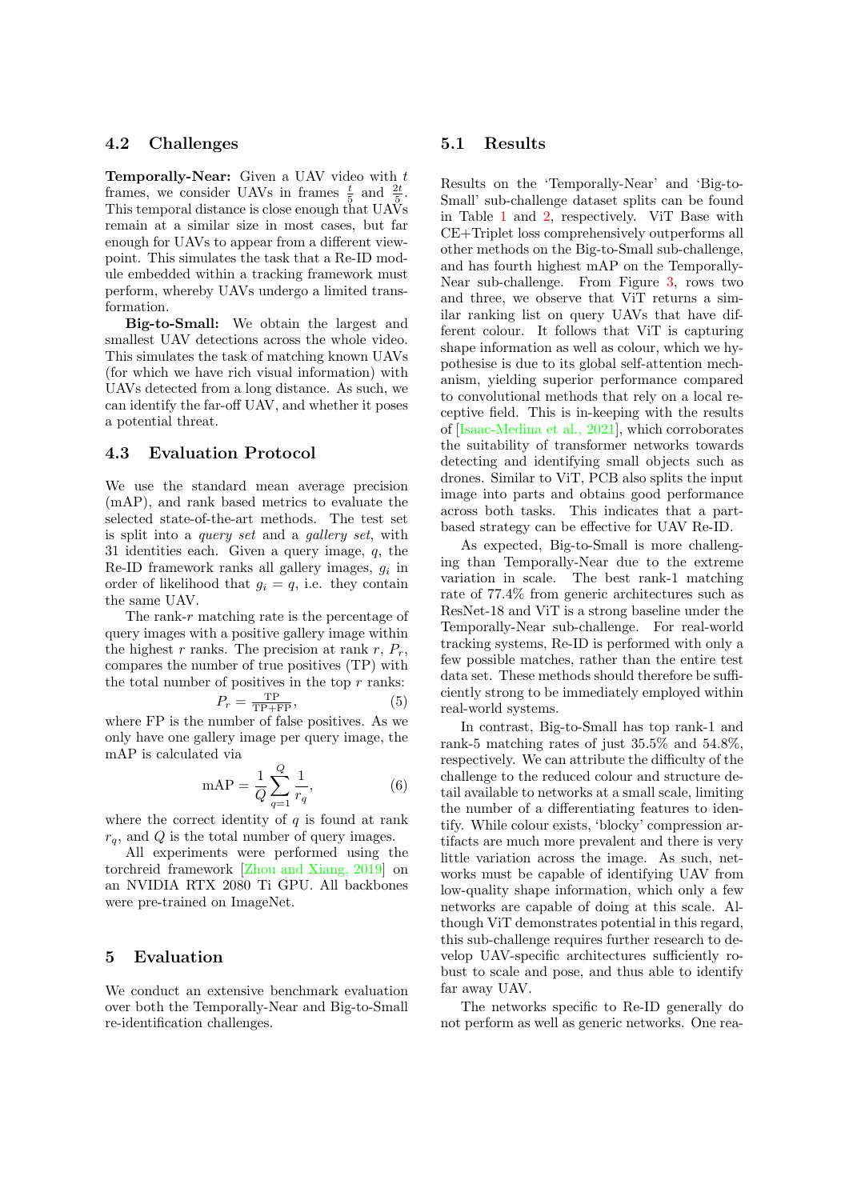## 4.2 Challenges

**Temporally-Near:** Given a UAV video with $t$ frames, we consider UAVs in frames $\frac{t}{5}$ and $\frac{2t}{5}$. This temporal distance is close enough that UAVs remain at a similar size in most cases, but far enough for UAVs to appear from a different viewpoint. This simulates the task that a Re-ID module embedded within a tracking framework must perform, whereby UAVs undergo a limited transformation.

**Big-to-Small:** We obtain the largest and smallest UAV detections across the whole video. This simulates the task of matching known UAVs (for which we have rich visual information) with UAVs detected from a long distance. As such, we can identify the far-off UAV, and whether it poses a potential threat.

## 4.3 Evaluation Protocol

We use the standard mean average precision (mAP), and rank based metrics to evaluate the selected state-of-the-art methods. The test set is split into a *query set* and a *gallery set*, with 31 identities each. Given a query image, $q$, the Re-ID framework ranks all gallery images, $g_i$ in order of likelihood that $g_i = q$, i.e. they contain the same UAV.

The rank-$r$ matching rate is the percentage of query images with a positive gallery image within the highest $r$ ranks. The precision at rank $r$, $P_r$, compares the number of true positives (TP) with the total number of positives in the top $r$ ranks:

$$P_r = \frac{\text{TP}}{\text{TP}+\text{FP}}, \tag{5}$$

where FP is the number of false positives. As we only have one gallery image per query image, the mAP is calculated via

$$\text{mAP} = \frac{1}{Q}\sum_{q=1}^{Q}\frac{1}{r_q}, \tag{6}$$

where the correct identity of $q$ is found at rank $r_q$, and $Q$ is the total number of query images.

All experiments were performed using the torchreid framework [Zhou and Xiang, 2019] on an NVIDIA RTX 2080 Ti GPU. All backbones were pre-trained on ImageNet.

# 5 Evaluation

We conduct an extensive benchmark evaluation over both the Temporally-Near and Big-to-Small re-identification challenges.

## 5.1 Results

Results on the 'Temporally-Near' and 'Big-to-Small' sub-challenge dataset splits can be found in Table 1 and 2, respectively. ViT Base with CE+Triplet loss comprehensively outperforms all other methods on the Big-to-Small sub-challenge, and has fourth highest mAP on the Temporally-Near sub-challenge. From Figure 3, rows two and three, we observe that ViT returns a similar ranking list on query UAVs that have different colour. It follows that ViT is capturing shape information as well as colour, which we hypothesise is due to its global self-attention mechanism, yielding superior performance compared to convolutional methods that rely on a local receptive field. This is in-keeping with the results of [Isaac-Medina et al., 2021], which corroborates the suitability of transformer networks towards detecting and identifying small objects such as drones. Similar to ViT, PCB also splits the input image into parts and obtains good performance across both tasks. This indicates that a part-based strategy can be effective for UAV Re-ID.

As expected, Big-to-Small is more challenging than Temporally-Near due to the extreme variation in scale. The best rank-1 matching rate of 77.4% from generic architectures such as ResNet-18 and ViT is a strong baseline under the Temporally-Near sub-challenge. For real-world tracking systems, Re-ID is performed with only a few possible matches, rather than the entire test data set. These methods should therefore be sufficiently strong to be immediately employed within real-world systems.

In contrast, Big-to-Small has top rank-1 and rank-5 matching rates of just 35.5% and 54.8%, respectively. We can attribute the difficulty of the challenge to the reduced colour and structure detail available to networks at a small scale, limiting the number of a differentiating features to identify. While colour exists, 'blocky' compression artifacts are much more prevalent and there is very little variation across the image. As such, networks must be capable of identifying UAV from low-quality shape information, which only a few networks are capable of doing at this scale. Although ViT demonstrates potential in this regard, this sub-challenge requires further research to develop UAV-specific architectures sufficiently robust to scale and pose, and thus able to identify far away UAV.

The networks specific to Re-ID generally do not perform as well as generic networks. One rea-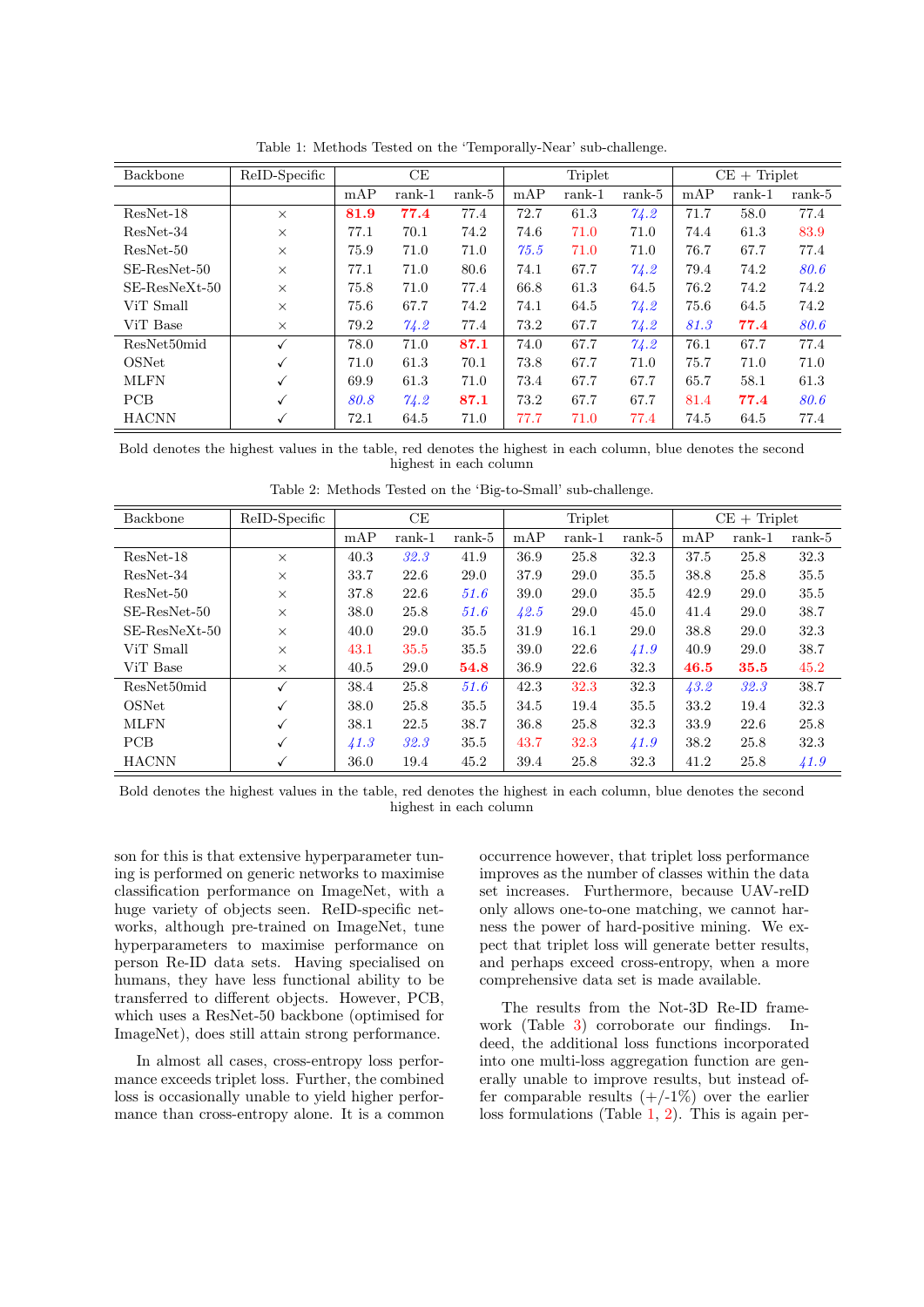Table 1: Methods Tested on the 'Temporally-Near' sub-challenge.

| Backbone | ReID-Specific | CE | | | Triplet | | | CE + Triplet | | |
|---|---|---|---|---|---|---|---|---|---|---|
| | | mAP | rank-1 | rank-5 | mAP | rank-1 | rank-5 | mAP | rank-1 | rank-5 |
| ResNet-18 | × | **81.9** | **77.4** | 77.4 | 72.7 | 61.3 | *74.2* | 71.7 | 58.0 | 77.4 |
| ResNet-34 | × | 77.1 | 70.1 | 74.2 | 74.6 | 71.0 | 71.0 | 74.4 | 61.3 | 83.9 |
| ResNet-50 | × | 75.9 | 71.0 | 71.0 | *75.5* | 71.0 | 71.0 | 76.7 | 67.7 | 77.4 |
| SE-ResNet-50 | × | 77.1 | 71.0 | 80.6 | 74.1 | 67.7 | *74.2* | 79.4 | 74.2 | *80.6* |
| SE-ResNeXt-50 | × | 75.8 | 71.0 | 77.4 | 66.8 | 61.3 | 64.5 | 76.2 | 74.2 | 74.2 |
| ViT Small | × | 75.6 | 67.7 | 74.2 | 74.1 | 64.5 | *74.2* | 75.6 | 64.5 | 74.2 |
| ViT Base | × | 79.2 | *74.2* | 77.4 | 73.2 | 67.7 | *74.2* | *81.3* | **77.4** | *80.6* |
| ResNet50mid | ✓ | 78.0 | 71.0 | **87.1** | 74.0 | 67.7 | *74.2* | 76.1 | 67.7 | 77.4 |
| OSNet | ✓ | 71.0 | 61.3 | 70.1 | 73.8 | 67.7 | 71.0 | 75.7 | 71.0 | 71.0 |
| MLFN | ✓ | 69.9 | 61.3 | 71.0 | 73.4 | 67.7 | 67.7 | 65.7 | 58.1 | 61.3 |
| PCB | ✓ | *80.8* | *74.2* | **87.1** | 73.2 | 67.7 | 67.7 | 81.4 | **77.4** | *80.6* |
| HACNN | ✓ | 72.1 | 64.5 | 71.0 | 77.7 | 71.0 | 77.4 | 74.5 | 64.5 | 77.4 |

Bold denotes the highest values in the table, red denotes the highest in each column, blue denotes the second highest in each column

Table 2: Methods Tested on the 'Big-to-Small' sub-challenge.

| Backbone | ReID-Specific | CE | | | Triplet | | | CE + Triplet | | |
|---|---|---|---|---|---|---|---|---|---|---|
| | | mAP | rank-1 | rank-5 | mAP | rank-1 | rank-5 | mAP | rank-1 | rank-5 |
| ResNet-18 | × | 40.3 | *32.3* | 41.9 | 36.9 | 25.8 | 32.3 | 37.5 | 25.8 | 32.3 |
| ResNet-34 | × | 33.7 | 22.6 | 29.0 | 37.9 | 29.0 | 35.5 | 38.8 | 25.8 | 35.5 |
| ResNet-50 | × | 37.8 | 22.6 | *51.6* | 39.0 | 29.0 | 35.5 | 42.9 | 29.0 | 35.5 |
| SE-ResNet-50 | × | 38.0 | 25.8 | *51.6* | *42.5* | 29.0 | 45.0 | 41.4 | 29.0 | 38.7 |
| SE-ResNeXt-50 | × | 40.0 | 29.0 | 35.5 | 31.9 | 16.1 | 29.0 | 38.8 | 29.0 | 32.3 |
| ViT Small | × | 43.1 | 35.5 | 35.5 | 39.0 | 22.6 | *41.9* | 40.9 | 29.0 | 38.7 |
| ViT Base | × | 40.5 | 29.0 | **54.8** | 36.9 | 22.6 | 32.3 | **46.5** | **35.5** | 45.2 |
| ResNet50mid | ✓ | 38.4 | 25.8 | *51.6* | 42.3 | 32.3 | 32.3 | *43.2* | *32.3* | 38.7 |
| OSNet | ✓ | 38.0 | 25.8 | 35.5 | 34.5 | 19.4 | 35.5 | 33.2 | 19.4 | 32.3 |
| MLFN | ✓ | 38.1 | 22.5 | 38.7 | 36.8 | 25.8 | 32.3 | 33.9 | 22.6 | 25.8 |
| PCB | ✓ | *41.3* | *32.3* | 35.5 | 43.7 | 32.3 | *41.9* | 38.2 | 25.8 | 32.3 |
| HACNN | ✓ | 36.0 | 19.4 | 45.2 | 39.4 | 25.8 | 32.3 | 41.2 | 25.8 | *41.9* |

Bold denotes the highest values in the table, red denotes the highest in each column, blue denotes the second highest in each column

son for this is that extensive hyperparameter tuning is performed on generic networks to maximise classification performance on ImageNet, with a huge variety of objects seen. ReID-specific networks, although pre-trained on ImageNet, tune hyperparameters to maximise performance on person Re-ID data sets. Having specialised on humans, they have less functional ability to be transferred to different objects. However, PCB, which uses a ResNet-50 backbone (optimised for ImageNet), does still attain strong performance.

In almost all cases, cross-entropy loss performance exceeds triplet loss. Further, the combined loss is occasionally unable to yield higher performance than cross-entropy alone. It is a common occurrence however, that triplet loss performance improves as the number of classes within the data set increases. Furthermore, because UAV-reID only allows one-to-one matching, we cannot harness the power of hard-positive mining. We expect that triplet loss will generate better results, and perhaps exceed cross-entropy, when a more comprehensive data set is made available.

The results from the Not-3D Re-ID framework (Table 3) corroborate our findings. Indeed, the additional loss functions incorporated into one multi-loss aggregation function are generally unable to improve results, but instead offer comparable results (+/-1%) over the earlier loss formulations (Table 1, 2). This is again per-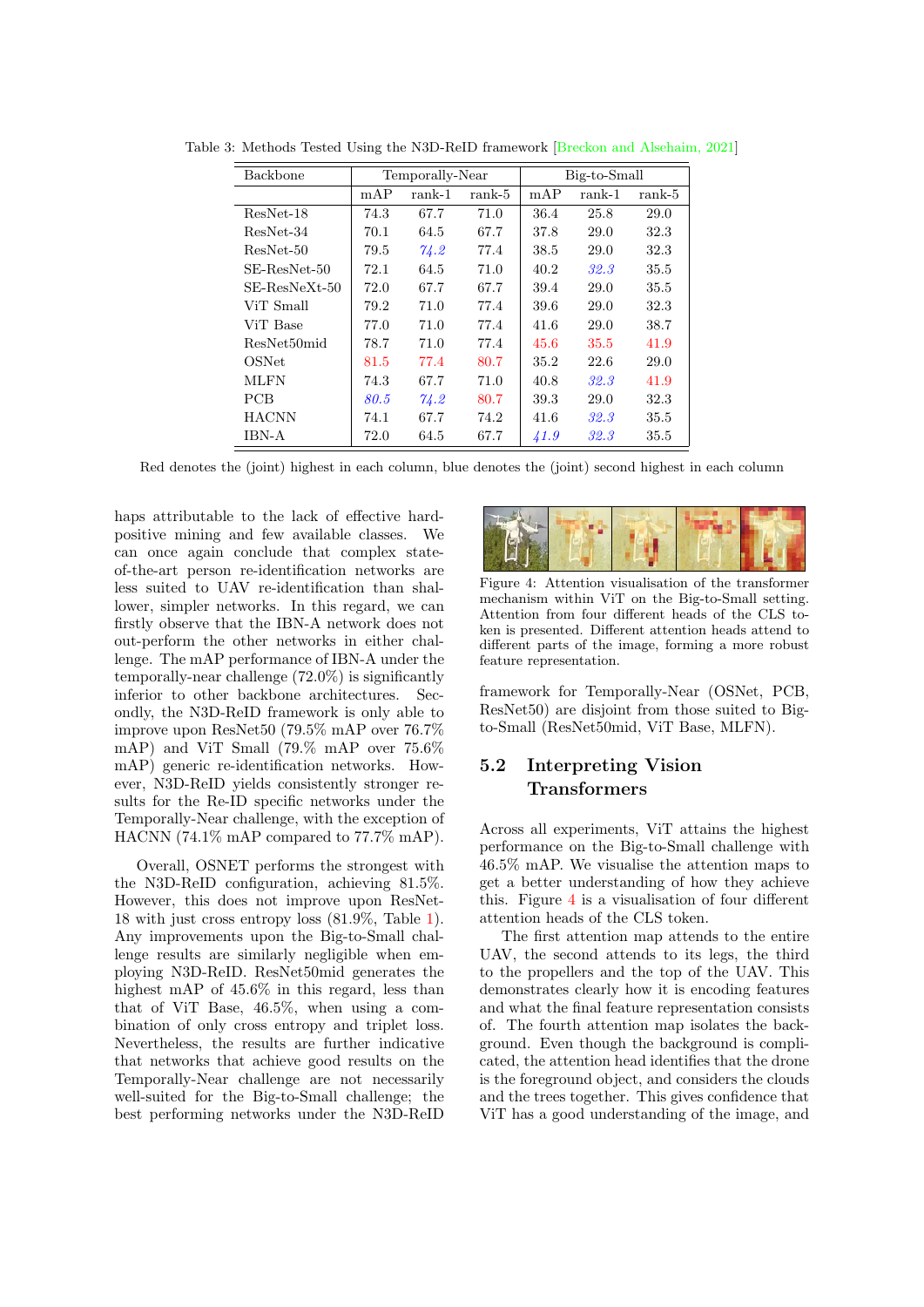Table 3: Methods Tested Using the N3D-ReID framework [Breckon and Alsehaim, 2021]

| Backbone | Temporally-Near | | | Big-to-Small | | |
|---|---|---|---|---|---|---|
| | mAP | rank-1 | rank-5 | mAP | rank-1 | rank-5 |
| ResNet-18 | 74.3 | 67.7 | 71.0 | 36.4 | 25.8 | 29.0 |
| ResNet-34 | 70.1 | 64.5 | 67.7 | 37.8 | 29.0 | 32.3 |
| ResNet-50 | 79.5 | *74.2* | 77.4 | 38.5 | 29.0 | 32.3 |
| SE-ResNet-50 | 72.1 | 64.5 | 71.0 | 40.2 | *32.3* | 35.5 |
| SE-ResNeXt-50 | 72.0 | 67.7 | 67.7 | 39.4 | 29.0 | 35.5 |
| ViT Small | 79.2 | 71.0 | 77.4 | 39.6 | 29.0 | 32.3 |
| ViT Base | 77.0 | 71.0 | 77.4 | 41.6 | 29.0 | 38.7 |
| ResNet50mid | 78.7 | 71.0 | 77.4 | 45.6 | 35.5 | 41.9 |
| OSNet | 81.5 | 77.4 | 80.7 | 35.2 | 22.6 | 29.0 |
| MLFN | 74.3 | 67.7 | 71.0 | 40.8 | *32.3* | 41.9 |
| PCB | *80.5* | *74.2* | 80.7 | 39.3 | 29.0 | 32.3 |
| HACNN | 74.1 | 67.7 | 74.2 | 41.6 | *32.3* | 35.5 |
| IBN-A | 72.0 | 64.5 | 67.7 | *41.9* | *32.3* | 35.5 |

Red denotes the (joint) highest in each column, blue denotes the (joint) second highest in each column

haps attributable to the lack of effective hard-positive mining and few available classes. We can once again conclude that complex state-of-the-art person re-identification networks are less suited to UAV re-identification than shallower, simpler networks. In this regard, we can firstly observe that the IBN-A network does not out-perform the other networks in either challenge. The mAP performance of IBN-A under the temporally-near challenge (72.0%) is significantly inferior to other backbone architectures. Secondly, the N3D-ReID framework is only able to improve upon ResNet50 (79.5% mAP over 76.7% mAP) and ViT Small (79.% mAP over 75.6% mAP) generic re-identification networks. However, N3D-ReID yields consistently stronger results for the Re-ID specific networks under the Temporally-Near challenge, with the exception of HACNN (74.1% mAP compared to 77.7% mAP).

Overall, OSNET performs the strongest with the N3D-ReID configuration, achieving 81.5%. However, this does not improve upon ResNet-18 with just cross entropy loss (81.9%, Table 1). Any improvements upon the Big-to-Small challenge results are similarly negligible when employing N3D-ReID. ResNet50mid generates the highest mAP of 45.6% in this regard, less than that of ViT Base, 46.5%, when using a combination of only cross entropy and triplet loss. Nevertheless, the results are further indicative that networks that achieve good results on the Temporally-Near challenge are not necessarily well-suited for the Big-to-Small challenge; the best performing networks under the N3D-ReID framework for Temporally-Near (OSNet, PCB, ResNet50) are disjoint from those suited to Big-to-Small (ResNet50mid, ViT Base, MLFN).

Figure 4: Attention visualisation of the transformer mechanism within ViT on the Big-to-Small setting. Attention from four different heads of the CLS token is presented. Different attention heads attend to different parts of the image, forming a more robust feature representation.

## 5.2 Interpreting Vision Transformers

Across all experiments, ViT attains the highest performance on the Big-to-Small challenge with 46.5% mAP. We visualise the attention maps to get a better understanding of how they achieve this. Figure 4 is a visualisation of four different attention heads of the CLS token.

The first attention map attends to the entire UAV, the second attends to its legs, the third to the propellers and the top of the UAV. This demonstrates clearly how it is encoding features and what the final feature representation consists of. The fourth attention map isolates the background. Even though the background is complicated, the attention head identifies that the drone is the foreground object, and considers the clouds and the trees together. This gives confidence that ViT has a good understanding of the image, and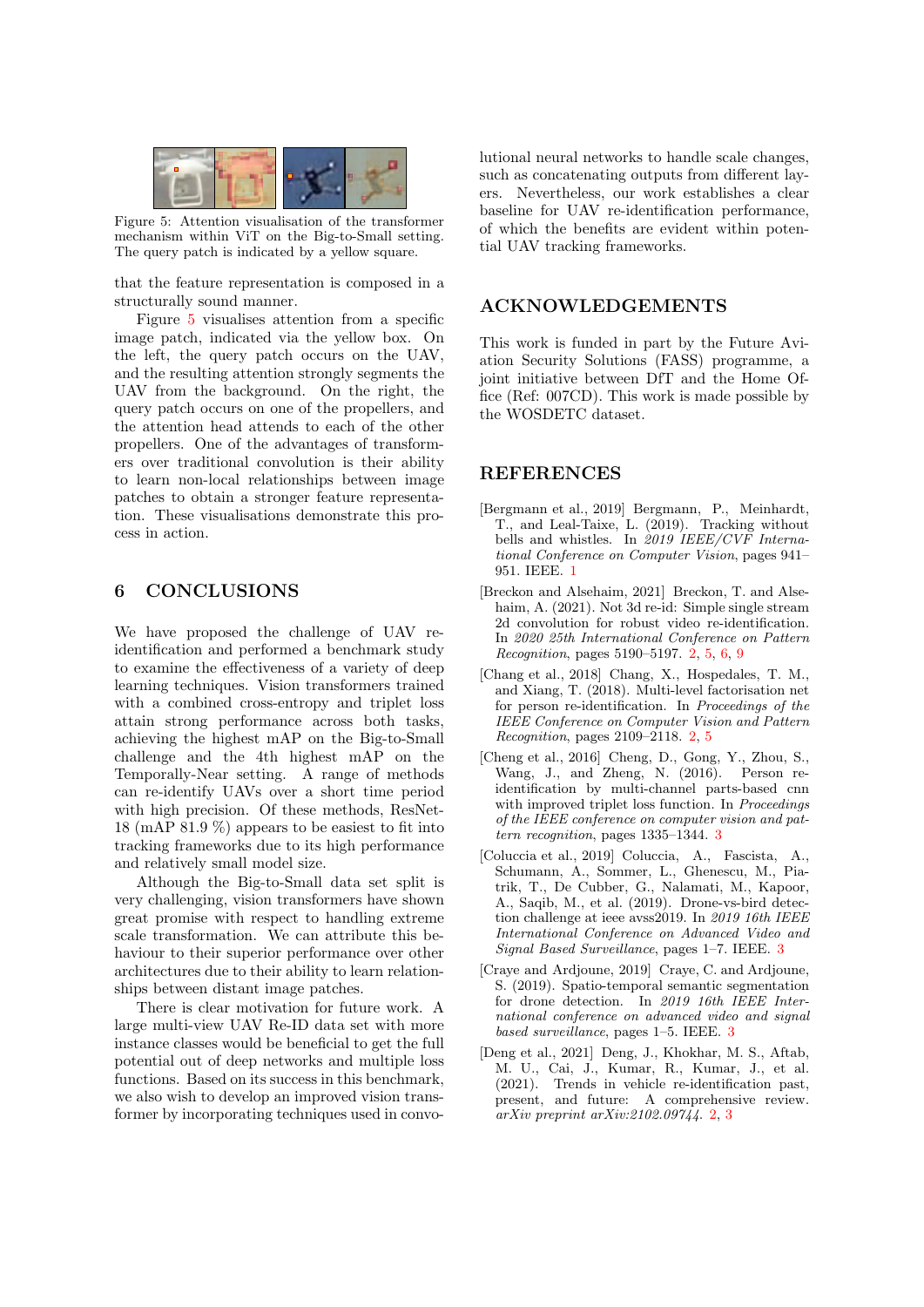Figure 5: Attention visualisation of the transformer mechanism within ViT on the Big-to-Small setting. The query patch is indicated by a yellow square.

that the feature representation is composed in a structurally sound manner.

Figure 5 visualises attention from a specific image patch, indicated via the yellow box. On the left, the query patch occurs on the UAV, and the resulting attention strongly segments the UAV from the background. On the right, the query patch occurs on one of the propellers, and the attention head attends to each of the other propellers. One of the advantages of transformers over traditional convolution is their ability to learn non-local relationships between image patches to obtain a stronger feature representation. These visualisations demonstrate this process in action.

## 6 CONCLUSIONS

We have proposed the challenge of UAV re-identification and performed a benchmark study to examine the effectiveness of a variety of deep learning techniques. Vision transformers trained with a combined cross-entropy and triplet loss attain strong performance across both tasks, achieving the highest mAP on the Big-to-Small challenge and the 4th highest mAP on the Temporally-Near setting. A range of methods can re-identify UAVs over a short time period with high precision. Of these methods, ResNet-18 (mAP 81.9 %) appears to be easiest to fit into tracking frameworks due to its high performance and relatively small model size.

Although the Big-to-Small data set split is very challenging, vision transformers have shown great promise with respect to handling extreme scale transformation. We can attribute this behaviour to their superior performance over other architectures due to their ability to learn relationships between distant image patches.

There is clear motivation for future work. A large multi-view UAV Re-ID data set with more instance classes would be beneficial to get the full potential out of deep networks and multiple loss functions. Based on its success in this benchmark, we also wish to develop an improved vision transformer by incorporating techniques used in convolutional neural networks to handle scale changes, such as concatenating outputs from different layers. Nevertheless, our work establishes a clear baseline for UAV re-identification performance, of which the benefits are evident within potential UAV tracking frameworks.

## ACKNOWLEDGEMENTS

This work is funded in part by the Future Aviation Security Solutions (FASS) programme, a joint initiative between DfT and the Home Office (Ref: 007CD). This work is made possible by the WOSDETC dataset.

## REFERENCES

[Bergmann et al., 2019] Bergmann, P., Meinhardt, T., and Leal-Taixe, L. (2019). Tracking without bells and whistles. In *2019 IEEE/CVF International Conference on Computer Vision*, pages 941–951. IEEE. 1

[Breckon and Alsehaim, 2021] Breckon, T. and Alsehaim, A. (2021). Not 3d re-id: Simple single stream 2d convolution for robust video re-identification. In *2020 25th International Conference on Pattern Recognition*, pages 5190–5197. 2, 5, 6, 9

[Chang et al., 2018] Chang, X., Hospedales, T. M., and Xiang, T. (2018). Multi-level factorisation net for person re-identification. In *Proceedings of the IEEE Conference on Computer Vision and Pattern Recognition*, pages 2109–2118. 2, 5

[Cheng et al., 2016] Cheng, D., Gong, Y., Zhou, S., Wang, J., and Zheng, N. (2016). Person re-identification by multi-channel parts-based cnn with improved triplet loss function. In *Proceedings of the IEEE conference on computer vision and pattern recognition*, pages 1335–1344. 3

[Coluccia et al., 2019] Coluccia, A., Fascista, A., Schumann, A., Sommer, L., Ghenescu, M., Piatrik, T., De Cubber, G., Nalamati, M., Kapoor, A., Saqib, M., et al. (2019). Drone-vs-bird detection challenge at ieee avss2019. In *2019 16th IEEE International Conference on Advanced Video and Signal Based Surveillance*, pages 1–7. IEEE. 3

[Craye and Ardjoune, 2019] Craye, C. and Ardjoune, S. (2019). Spatio-temporal semantic segmentation for drone detection. In *2019 16th IEEE International conference on advanced video and signal based surveillance*, pages 1–5. IEEE. 3

[Deng et al., 2021] Deng, J., Khokhar, M. S., Aftab, M. U., Cai, J., Kumar, R., Kumar, J., et al. (2021). Trends in vehicle re-identification past, present, and future: A comprehensive review. *arXiv preprint arXiv:2102.09744*. 2, 3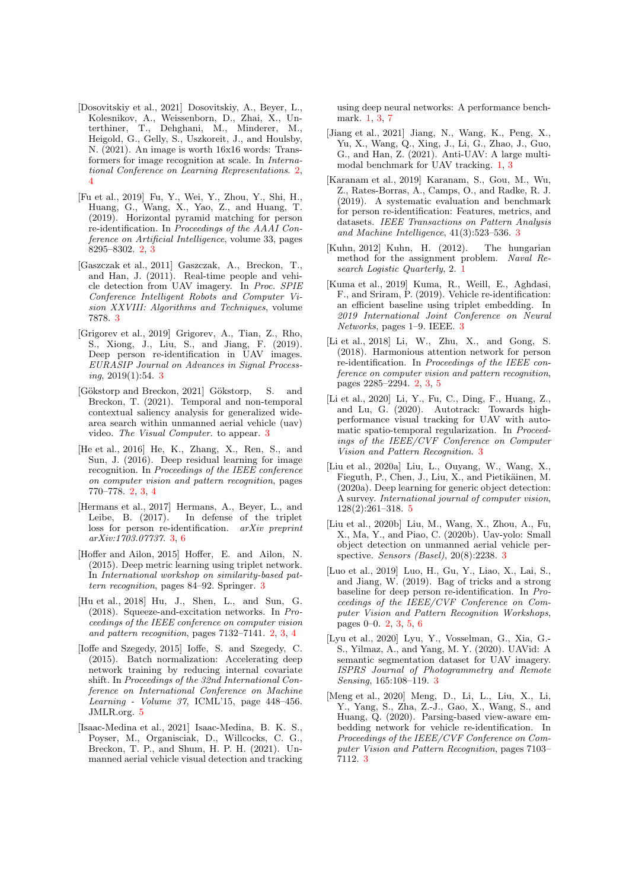[Dosovitskiy et al., 2021] Dosovitskiy, A., Beyer, L., Kolesnikov, A., Weissenborn, D., Zhai, X., Unterthiner, T., Dehghani, M., Minderer, M., Heigold, G., Gelly, S., Uszkoreit, J., and Houlsby, N. (2021). An image is worth 16x16 words: Transformers for image recognition at scale. In *International Conference on Learning Representations*. 2, 4

[Fu et al., 2019] Fu, Y., Wei, Y., Zhou, Y., Shi, H., Huang, G., Wang, X., Yao, Z., and Huang, T. (2019). Horizontal pyramid matching for person re-identification. In *Proceedings of the AAAI Conference on Artificial Intelligence*, volume 33, pages 8295–8302. 2, 3

[Gaszczak et al., 2011] Gaszczak, A., Breckon, T., and Han, J. (2011). Real-time people and vehicle detection from UAV imagery. In *Proc. SPIE Conference Intelligent Robots and Computer Vision XXVIII: Algorithms and Techniques*, volume 7878. 3

[Grigorev et al., 2019] Grigorev, A., Tian, Z., Rho, S., Xiong, J., Liu, S., and Jiang, F. (2019). Deep person re-identification in UAV images. *EURASIP Journal on Advances in Signal Processing*, 2019(1):54. 3

[Gökstorp and Breckon, 2021] Gökstorp, S. and Breckon, T. (2021). Temporal and non-temporal contextual saliency analysis for generalized wide-area search within unmanned aerial vehicle (uav) video. *The Visual Computer*. to appear. 3

[He et al., 2016] He, K., Zhang, X., Ren, S., and Sun, J. (2016). Deep residual learning for image recognition. In *Proceedings of the IEEE conference on computer vision and pattern recognition*, pages 770–778. 2, 3, 4

[Hermans et al., 2017] Hermans, A., Beyer, L., and Leibe, B. (2017). In defense of the triplet loss for person re-identification. *arXiv preprint arXiv:1703.07737*. 3, 6

[Hoffer and Ailon, 2015] Hoffer, E. and Ailon, N. (2015). Deep metric learning using triplet network. In *International workshop on similarity-based pattern recognition*, pages 84–92. Springer. 3

[Hu et al., 2018] Hu, J., Shen, L., and Sun, G. (2018). Squeeze-and-excitation networks. In *Proceedings of the IEEE conference on computer vision and pattern recognition*, pages 7132–7141. 2, 3, 4

[Ioffe and Szegedy, 2015] Ioffe, S. and Szegedy, C. (2015). Batch normalization: Accelerating deep network training by reducing internal covariate shift. In *Proceedings of the 32nd International Conference on International Conference on Machine Learning - Volume 37*, ICML'15, page 448–456. JMLR.org. 5

[Isaac-Medina et al., 2021] Isaac-Medina, B. K. S., Poyser, M., Organisciak, D., Willcocks, C. G., Breckon, T. P., and Shum, H. P. H. (2021). Unmanned aerial vehicle visual detection and tracking using deep neural networks: A performance benchmark. 1, 3, 7

[Jiang et al., 2021] Jiang, N., Wang, K., Peng, X., Yu, X., Wang, Q., Xing, J., Li, G., Zhao, J., Guo, G., and Han, Z. (2021). Anti-UAV: A large multi-modal benchmark for UAV tracking. 1, 3

[Karanam et al., 2019] Karanam, S., Gou, M., Wu, Z., Rates-Borras, A., Camps, O., and Radke, R. J. (2019). A systematic evaluation and benchmark for person re-identification: Features, metrics, and datasets. *IEEE Transactions on Pattern Analysis and Machine Intelligence*, 41(3):523–536. 3

[Kuhn, 2012] Kuhn, H. (2012). The hungarian method for the assignment problem. *Naval Research Logistic Quarterly*, 2. 1

[Kuma et al., 2019] Kuma, R., Weill, E., Aghdasi, F., and Sriram, P. (2019). Vehicle re-identification: an efficient baseline using triplet embedding. In *2019 International Joint Conference on Neural Networks*, pages 1–9. IEEE. 3

[Li et al., 2018] Li, W., Zhu, X., and Gong, S. (2018). Harmonious attention network for person re-identification. In *Proceedings of the IEEE conference on computer vision and pattern recognition*, pages 2285–2294. 2, 3, 5

[Li et al., 2020] Li, Y., Fu, C., Ding, F., Huang, Z., and Lu, G. (2020). Autotrack: Towards high-performance visual tracking for UAV with automatic spatio-temporal regularization. In *Proceedings of the IEEE/CVF Conference on Computer Vision and Pattern Recognition*. 3

[Liu et al., 2020a] Liu, L., Ouyang, W., Wang, X., Fieguth, P., Chen, J., Liu, X., and Pietikäinen, M. (2020a). Deep learning for generic object detection: A survey. *International journal of computer vision*, 128(2):261–318. 5

[Liu et al., 2020b] Liu, M., Wang, X., Zhou, A., Fu, X., Ma, Y., and Piao, C. (2020b). Uav-yolo: Small object detection on unmanned aerial vehicle perspective. *Sensors (Basel)*, 20(8):2238. 3

[Luo et al., 2019] Luo, H., Gu, Y., Liao, X., Lai, S., and Jiang, W. (2019). Bag of tricks and a strong baseline for deep person re-identification. In *Proceedings of the IEEE/CVF Conference on Computer Vision and Pattern Recognition Workshops*, pages 0–0. 2, 3, 5, 6

[Lyu et al., 2020] Lyu, Y., Vosselman, G., Xia, G.-S., Yilmaz, A., and Yang, M. Y. (2020). UAVid: A semantic segmentation dataset for UAV imagery. *ISPRS Journal of Photogrammetry and Remote Sensing*, 165:108–119. 3

[Meng et al., 2020] Meng, D., Li, L., Liu, X., Li, Y., Yang, S., Zha, Z.-J., Gao, X., Wang, S., and Huang, Q. (2020). Parsing-based view-aware embedding network for vehicle re-identification. In *Proceedings of the IEEE/CVF Conference on Computer Vision and Pattern Recognition*, pages 7103–7112. 3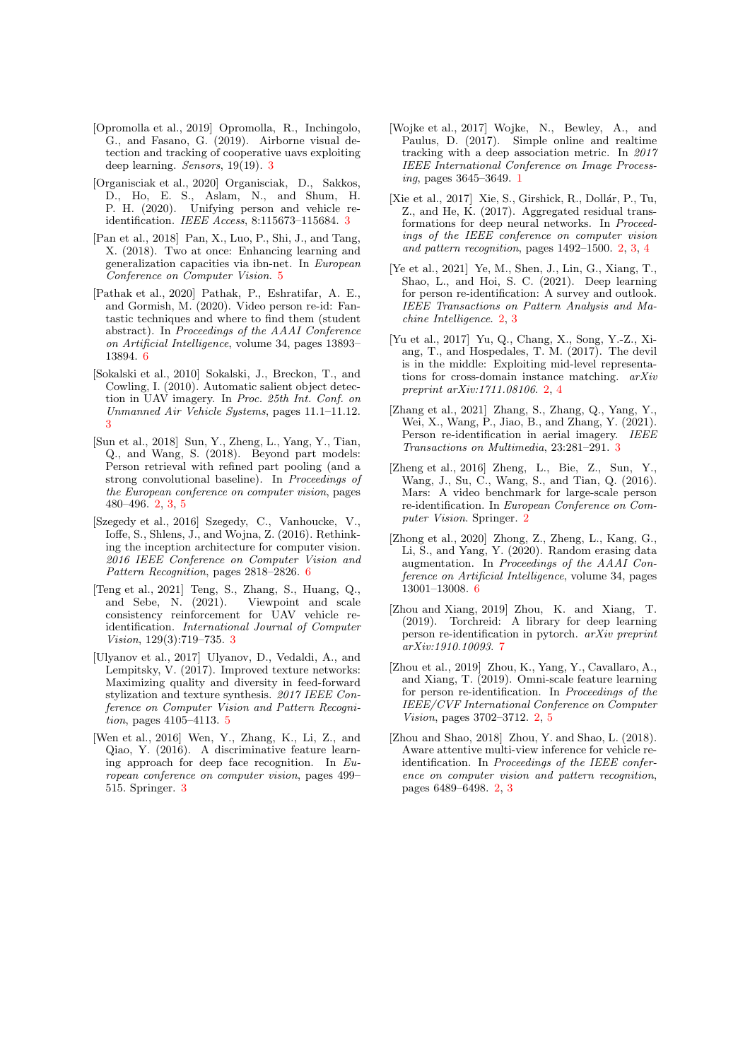[Opromolla et al., 2019] Opromolla, R., Inchingolo, G., and Fasano, G. (2019). Airborne visual detection and tracking of cooperative uavs exploiting deep learning. *Sensors*, 19(19). 3

[Organisciak et al., 2020] Organisciak, D., Sakkos, D., Ho, E. S., Aslam, N., and Shum, H. P. H. (2020). Unifying person and vehicle re-identification. *IEEE Access*, 8:115673–115684. 3

[Pan et al., 2018] Pan, X., Luo, P., Shi, J., and Tang, X. (2018). Two at once: Enhancing learning and generalization capacities via ibn-net. In *European Conference on Computer Vision*. 5

[Pathak et al., 2020] Pathak, P., Eshratifar, A. E., and Gormish, M. (2020). Video person re-id: Fantastic techniques and where to find them (student abstract). In *Proceedings of the AAAI Conference on Artificial Intelligence*, volume 34, pages 13893–13894. 6

[Sokalski et al., 2010] Sokalski, J., Breckon, T., and Cowling, I. (2010). Automatic salient object detection in UAV imagery. In *Proc. 25th Int. Conf. on Unmanned Air Vehicle Systems*, pages 11.1–11.12. 3

[Sun et al., 2018] Sun, Y., Zheng, L., Yang, Y., Tian, Q., and Wang, S. (2018). Beyond part models: Person retrieval with refined part pooling (and a strong convolutional baseline). In *Proceedings of the European conference on computer vision*, pages 480–496. 2, 3, 5

[Szegedy et al., 2016] Szegedy, C., Vanhoucke, V., Ioffe, S., Shlens, J., and Wojna, Z. (2016). Rethinking the inception architecture for computer vision. *2016 IEEE Conference on Computer Vision and Pattern Recognition*, pages 2818–2826. 6

[Teng et al., 2021] Teng, S., Zhang, S., Huang, Q., and Sebe, N. (2021). Viewpoint and scale consistency reinforcement for UAV vehicle re-identification. *International Journal of Computer Vision*, 129(3):719–735. 3

[Ulyanov et al., 2017] Ulyanov, D., Vedaldi, A., and Lempitsky, V. (2017). Improved texture networks: Maximizing quality and diversity in feed-forward stylization and texture synthesis. *2017 IEEE Conference on Computer Vision and Pattern Recognition*, pages 4105–4113. 5

[Wen et al., 2016] Wen, Y., Zhang, K., Li, Z., and Qiao, Y. (2016). A discriminative feature learning approach for deep face recognition. In *European conference on computer vision*, pages 499–515. Springer. 3

[Wojke et al., 2017] Wojke, N., Bewley, A., and Paulus, D. (2017). Simple online and realtime tracking with a deep association metric. In *2017 IEEE International Conference on Image Processing*, pages 3645–3649. 1

[Xie et al., 2017] Xie, S., Girshick, R., Dollár, P., Tu, Z., and He, K. (2017). Aggregated residual transformations for deep neural networks. In *Proceedings of the IEEE conference on computer vision and pattern recognition*, pages 1492–1500. 2, 3, 4

[Ye et al., 2021] Ye, M., Shen, J., Lin, G., Xiang, T., Shao, L., and Hoi, S. C. (2021). Deep learning for person re-identification: A survey and outlook. *IEEE Transactions on Pattern Analysis and Machine Intelligence*. 2, 3

[Yu et al., 2017] Yu, Q., Chang, X., Song, Y.-Z., Xiang, T., and Hospedales, T. M. (2017). The devil is in the middle: Exploiting mid-level representations for cross-domain instance matching. *arXiv preprint arXiv:1711.08106*. 2, 4

[Zhang et al., 2021] Zhang, S., Zhang, Q., Yang, Y., Wei, X., Wang, P., Jiao, B., and Zhang, Y. (2021). Person re-identification in aerial imagery. *IEEE Transactions on Multimedia*, 23:281–291. 3

[Zheng et al., 2016] Zheng, L., Bie, Z., Sun, Y., Wang, J., Su, C., Wang, S., and Tian, Q. (2016). Mars: A video benchmark for large-scale person re-identification. In *European Conference on Computer Vision*. Springer. 2

[Zhong et al., 2020] Zhong, Z., Zheng, L., Kang, G., Li, S., and Yang, Y. (2020). Random erasing data augmentation. In *Proceedings of the AAAI Conference on Artificial Intelligence*, volume 34, pages 13001–13008. 6

[Zhou and Xiang, 2019] Zhou, K. and Xiang, T. (2019). Torchreid: A library for deep learning person re-identification in pytorch. *arXiv preprint arXiv:1910.10093*. 7

[Zhou et al., 2019] Zhou, K., Yang, Y., Cavallaro, A., and Xiang, T. (2019). Omni-scale feature learning for person re-identification. In *Proceedings of the IEEE/CVF International Conference on Computer Vision*, pages 3702–3712. 2, 5

[Zhou and Shao, 2018] Zhou, Y. and Shao, L. (2018). Aware attentive multi-view inference for vehicle re-identification. In *Proceedings of the IEEE conference on computer vision and pattern recognition*, pages 6489–6498. 2, 3